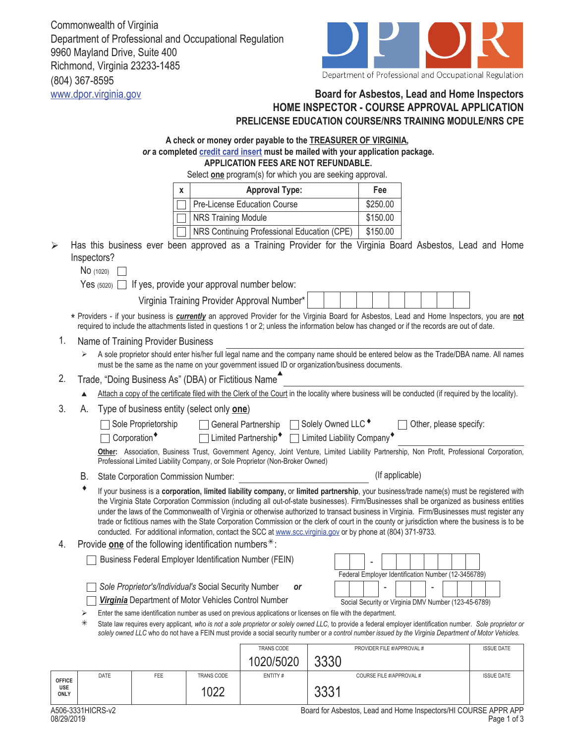Commonwealth of Virginia
Department of Professional and Occupational Regulation
9960 Mayland Drive, Suite 400
Richmond, Virginia 23233-1485
(804) 367-8595
www.dpor.virginia.gov

DPOR
Department of Professional and Occupational Regulation

## Board for Asbestos, Lead and Home Inspectors
## HOME INSPECTOR - COURSE APPROVAL APPLICATION
### PRELICENSE EDUCATION COURSE/NRS TRAINING MODULE/NRS CPE

**A check or money order payable to the TREASURER OF VIRGINIA,**
***or* a completed credit card insert must be mailed with your application package.**
**APPLICATION FEES ARE NOT REFUNDABLE.**
Select **one** program(s) for which you are seeking approval.

| x | Approval Type: | Fee |
|---|---|---|
| ☐ | Pre-License Education Course | $250.00 |
| ☐ | NRS Training Module | $150.00 |
| ☐ | NRS Continuing Professional Education (CPE) | $150.00 |

➢ Has this business ever been approved as a Training Provider for the Virginia Board Asbestos, Lead and Home Inspectors?

No (1020) ☐

Yes (5020) ☐ If yes, provide your approval number below:

Virginia Training Provider Approval Number* ☐☐☐☐☐☐☐☐☐☐

\* Providers - if your business is ***currently*** an approved Provider for the Virginia Board for Asbestos, Lead and Home Inspectors, you are **not** required to include the attachments listed in questions 1 or 2; unless the information below has changed or if the records are out of date.

1. Name of Training Provider Business ______________________________

   ➢ A sole proprietor should enter his/her full legal name and the company name should be entered below as the Trade/DBA name. All names must be the same as the name on your government issued ID or organization/business documents.

2. Trade, "Doing Business As" (DBA) or Fictitious Name▲ ______________________________

   ▲ Attach a copy of the certificate filed with the Clerk of the Court in the locality where business will be conducted (if required by the locality).

3. A. Type of business entity (select only **one**)

   ☐ Sole Proprietorship ☐ General Partnership ☐ Solely Owned LLC♦ ☐ Other, please specify:
   ☐ Corporation♦ ☐ Limited Partnership♦ ☐ Limited Liability Company♦ ______________________

   **Other:** Association, Business Trust, Government Agency, Joint Venture, Limited Liability Partnership, Non Profit, Professional Corporation, Professional Limited Liability Company, or Sole Proprietor (Non-Broker Owned)

   B. State Corporation Commission Number: ______________________ (If applicable)

   ♦ If your business is a **corporation, limited liability company,** or **limited partnership**, your business/trade name(s) must be registered with the Virginia State Corporation Commission (including all out-of-state businesses). Firm/Businesses shall be organized as business entities under the laws of the Commonwealth of Virginia or otherwise authorized to transact business in Virginia. Firm/Businesses must register any trade or fictitious names with the State Corporation Commission or the clerk of court in the county or jurisdiction where the business is to be conducted. For additional information, contact the SCC at www.scc.virginia.gov or by phone at (804) 371-9733.

4. Provide **one** of the following identification numbers✳:

   ☐ Business Federal Employer Identification Number (FEIN) ☐☐ - ☐☐☐☐☐☐☐
   Federal Employer Identification Number (12-3456789)

   ☐ *Sole Proprietor's/Individual's* Social Security Number ***or***
   ☐ ***Virginia*** Department of Motor Vehicles Control Number ☐☐☐ - ☐☐ - ☐☐☐☐
   Social Security or Virginia DMV Number (123-45-6789)

   ➢ Enter the same identification number as used on previous applications or licenses on file with the department.

   ✳ State law requires every applicant, *who is not a sole proprietor or solely owned LLC,* to provide a federal employer identification number. *Sole proprietor or solely owned LLC* who do not have a FEIN must provide a social security number or *a control number issued by the Virginia Department of Motor Vehicles.*

| | | | | TRANS CODE | PROVIDER FILE #/APPROVAL # | ISSUE DATE |
|---|---|---|---|---|---|---|
| | | | | 1020/5020 | 3330 | |
| **OFFICE USE ONLY** | DATE | FEE | TRANS CODE | ENTITY # | COURSE FILE #/APPROVAL # | ISSUE DATE |
| | | | 1022 | | 3331 | |

A506-3331HICRS-v2
08/29/2019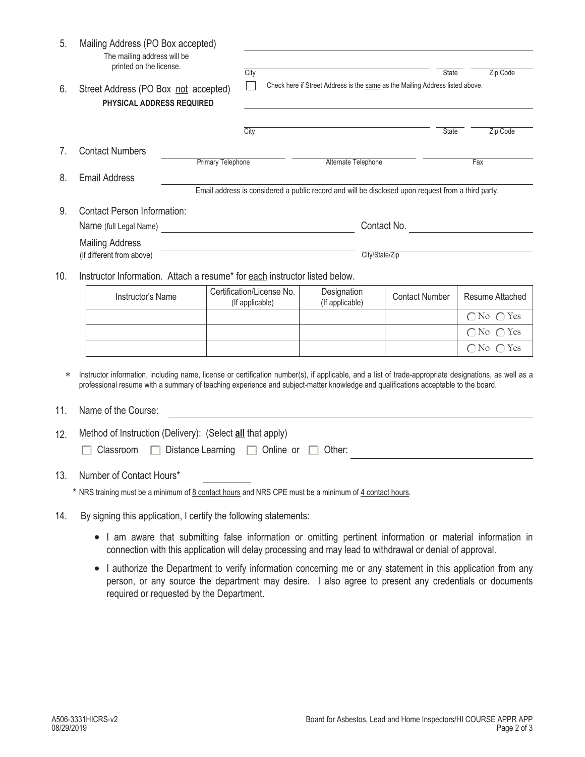5. Mailing Address (PO Box accepted)
   The mailing address will be printed on the license.

   City _______________ State _______ Zip Code _______

6. Street Address (PO Box not accepted)
   **PHYSICAL ADDRESS REQUIRED**

   ☐ Check here if Street Address is the same as the Mailing Address listed above.

   City _______________ State _______ Zip Code _______

7. Contact Numbers

   Primary Telephone _______________ Alternate Telephone _______________ Fax _______________

8. Email Address _______________

   Email address is considered a public record and will be disclosed upon request from a third party.

9. Contact Person Information:

   Name (full Legal Name) _______________ Contact No. _______________

   Mailing Address (if different from above) _______________ City/State/Zip _______________

10. Instructor Information. Attach a resume* for each instructor listed below.

| Instructor's Name | Certification/License No. (If applicable) | Designation (If applicable) | Contact Number | Resume Attached |
|---|---|---|---|---|
| | | | | ◯ No ◯ Yes |
| | | | | ◯ No ◯ Yes |
| | | | | ◯ No ◯ Yes |

\* Instructor information, including name, license or certification number(s), if applicable, and a list of trade-appropriate designations, as well as a professional resume with a summary of teaching experience and subject-matter knowledge and qualifications acceptable to the board.

11. Name of the Course: _______________

12. Method of Instruction (Delivery): (Select **all** that apply)

    ☐ Classroom ☐ Distance Learning ☐ Online or ☐ Other: _______________

13. Number of Contact Hours* _______

\* NRS training must be a minimum of 8 contact hours and NRS CPE must be a minimum of 4 contact hours.

14. By signing this application, I certify the following statements:

    - I am aware that submitting false information or omitting pertinent information or material information in connection with this application will delay processing and may lead to withdrawal or denial of approval.
    - I authorize the Department to verify information concerning me or any statement in this application from any person, or any source the department may desire. I also agree to present any credentials or documents required or requested by the Department.

A506-3331HICRS-v2
08/29/2019

Board for Asbestos, Lead and Home Inspectors/HI COURSE APPR APP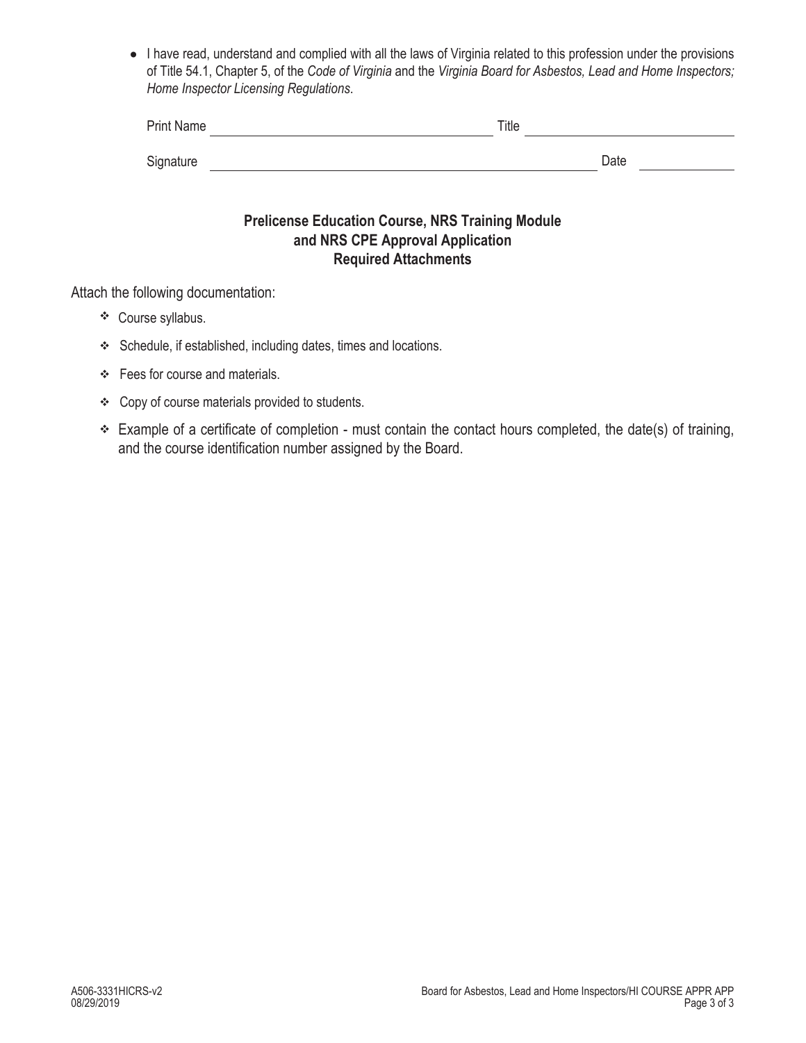- I have read, understand and complied with all the laws of Virginia related to this profession under the provisions of Title 54.1, Chapter 5, of the *Code of Virginia* and the *Virginia Board for Asbestos, Lead and Home Inspectors; Home Inspector Licensing Regulations*.

Print Name ______________________________ Title ______________________

Signature ______________________________________ Date ____________

## Prelicense Education Course, NRS Training Module and NRS CPE Approval Application Required Attachments

Attach the following documentation:

- Course syllabus.
- Schedule, if established, including dates, times and locations.
- Fees for course and materials.
- Copy of course materials provided to students.
- Example of a certificate of completion - must contain the contact hours completed, the date(s) of training, and the course identification number assigned by the Board.

A506-3331HICRS-v2
08/29/2019